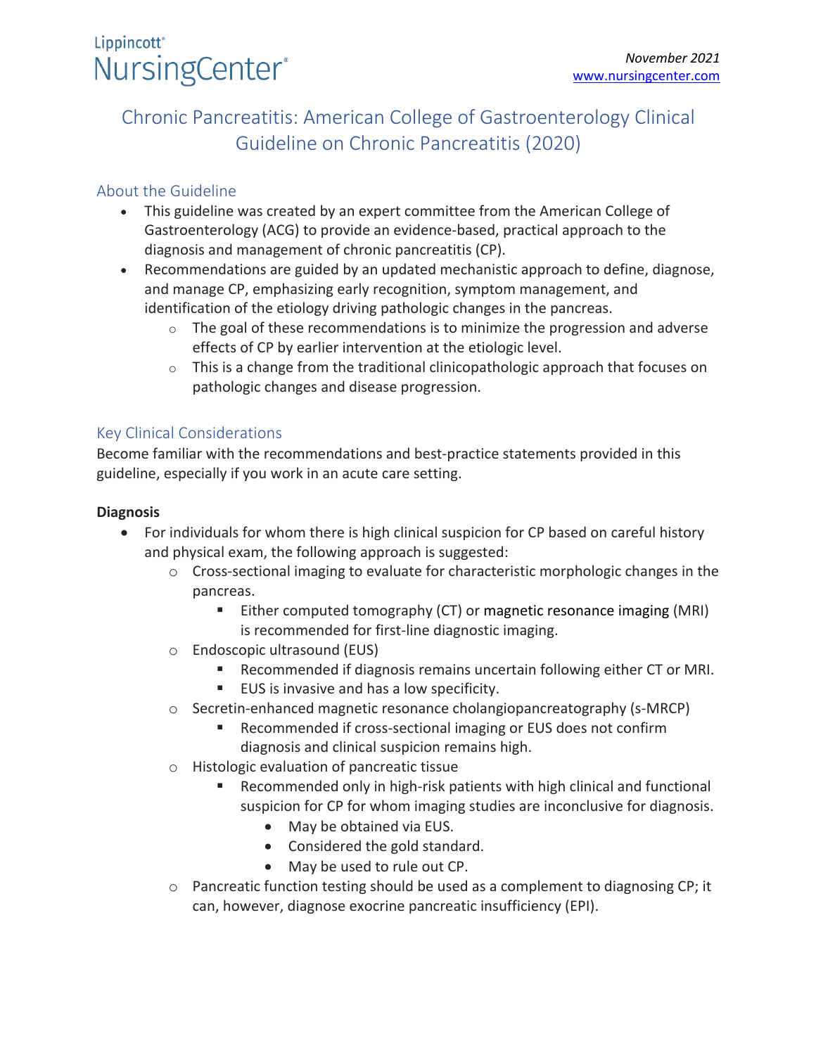Lippincott® NursingCenter®

*November 2021*
www.nursingcenter.com

# Chronic Pancreatitis: American College of Gastroenterology Clinical Guideline on Chronic Pancreatitis (2020)

## About the Guideline

- This guideline was created by an expert committee from the American College of Gastroenterology (ACG) to provide an evidence-based, practical approach to the diagnosis and management of chronic pancreatitis (CP).
- Recommendations are guided by an updated mechanistic approach to define, diagnose, and manage CP, emphasizing early recognition, symptom management, and identification of the etiology driving pathologic changes in the pancreas.
  - The goal of these recommendations is to minimize the progression and adverse effects of CP by earlier intervention at the etiologic level.
  - This is a change from the traditional clinicopathologic approach that focuses on pathologic changes and disease progression.

## Key Clinical Considerations

Become familiar with the recommendations and best-practice statements provided in this guideline, especially if you work in an acute care setting.

**Diagnosis**

- For individuals for whom there is high clinical suspicion for CP based on careful history and physical exam, the following approach is suggested:
  - Cross-sectional imaging to evaluate for characteristic morphologic changes in the pancreas.
    - Either computed tomography (CT) or magnetic resonance imaging (MRI) is recommended for first-line diagnostic imaging.
  - Endoscopic ultrasound (EUS)
    - Recommended if diagnosis remains uncertain following either CT or MRI.
    - EUS is invasive and has a low specificity.
  - Secretin-enhanced magnetic resonance cholangiopancreatography (s-MRCP)
    - Recommended if cross-sectional imaging or EUS does not confirm diagnosis and clinical suspicion remains high.
  - Histologic evaluation of pancreatic tissue
    - Recommended only in high-risk patients with high clinical and functional suspicion for CP for whom imaging studies are inconclusive for diagnosis.
      - May be obtained via EUS.
      - Considered the gold standard.
      - May be used to rule out CP.
  - Pancreatic function testing should be used as a complement to diagnosing CP; it can, however, diagnose exocrine pancreatic insufficiency (EPI).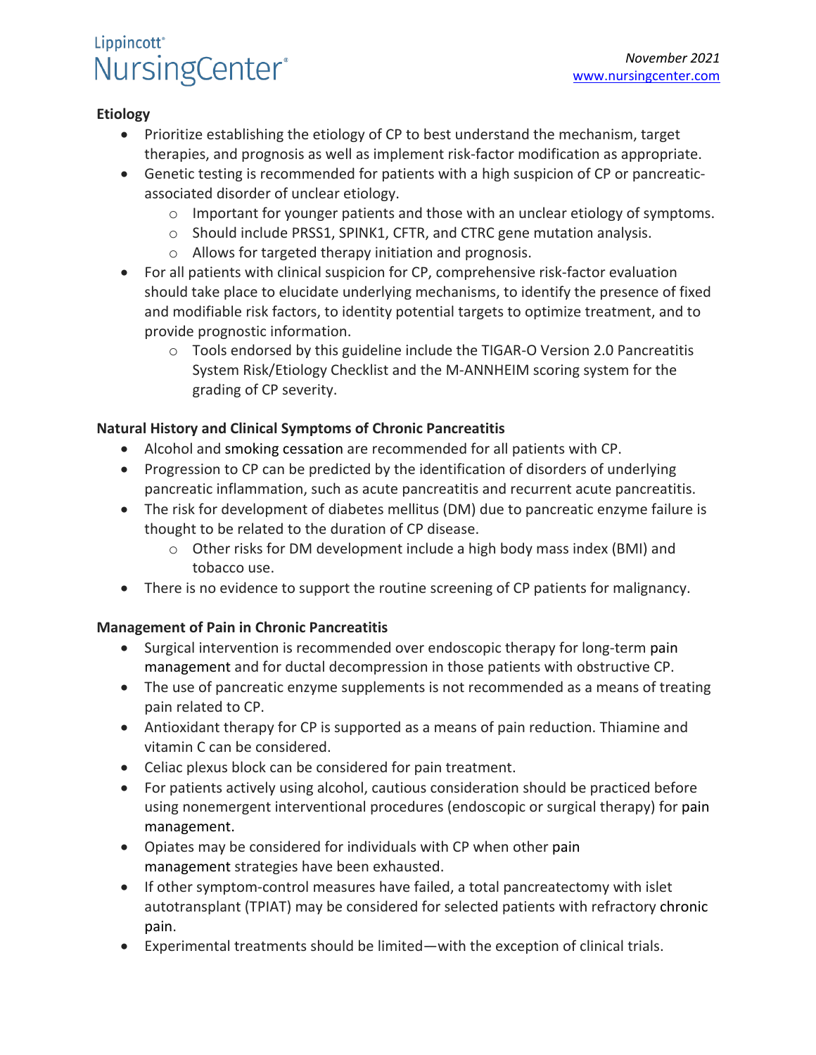**Etiology**

- Prioritize establishing the etiology of CP to best understand the mechanism, target therapies, and prognosis as well as implement risk-factor modification as appropriate.
- Genetic testing is recommended for patients with a high suspicion of CP or pancreatic-associated disorder of unclear etiology.
  - Important for younger patients and those with an unclear etiology of symptoms.
  - Should include PRSS1, SPINK1, CFTR, and CTRC gene mutation analysis.
  - Allows for targeted therapy initiation and prognosis.
- For all patients with clinical suspicion for CP, comprehensive risk-factor evaluation should take place to elucidate underlying mechanisms, to identify the presence of fixed and modifiable risk factors, to identity potential targets to optimize treatment, and to provide prognostic information.
  - Tools endorsed by this guideline include the TIGAR-O Version 2.0 Pancreatitis System Risk/Etiology Checklist and the M-ANNHEIM scoring system for the grading of CP severity.

**Natural History and Clinical Symptoms of Chronic Pancreatitis**

- Alcohol and smoking cessation are recommended for all patients with CP.
- Progression to CP can be predicted by the identification of disorders of underlying pancreatic inflammation, such as acute pancreatitis and recurrent acute pancreatitis.
- The risk for development of diabetes mellitus (DM) due to pancreatic enzyme failure is thought to be related to the duration of CP disease.
  - Other risks for DM development include a high body mass index (BMI) and tobacco use.
- There is no evidence to support the routine screening of CP patients for malignancy.

**Management of Pain in Chronic Pancreatitis**

- Surgical intervention is recommended over endoscopic therapy for long-term pain management and for ductal decompression in those patients with obstructive CP.
- The use of pancreatic enzyme supplements is not recommended as a means of treating pain related to CP.
- Antioxidant therapy for CP is supported as a means of pain reduction. Thiamine and vitamin C can be considered.
- Celiac plexus block can be considered for pain treatment.
- For patients actively using alcohol, cautious consideration should be practiced before using nonemergent interventional procedures (endoscopic or surgical therapy) for pain management.
- Opiates may be considered for individuals with CP when other pain management strategies have been exhausted.
- If other symptom-control measures have failed, a total pancreatectomy with islet autotransplant (TPIAT) may be considered for selected patients with refractory chronic pain.
- Experimental treatments should be limited—with the exception of clinical trials.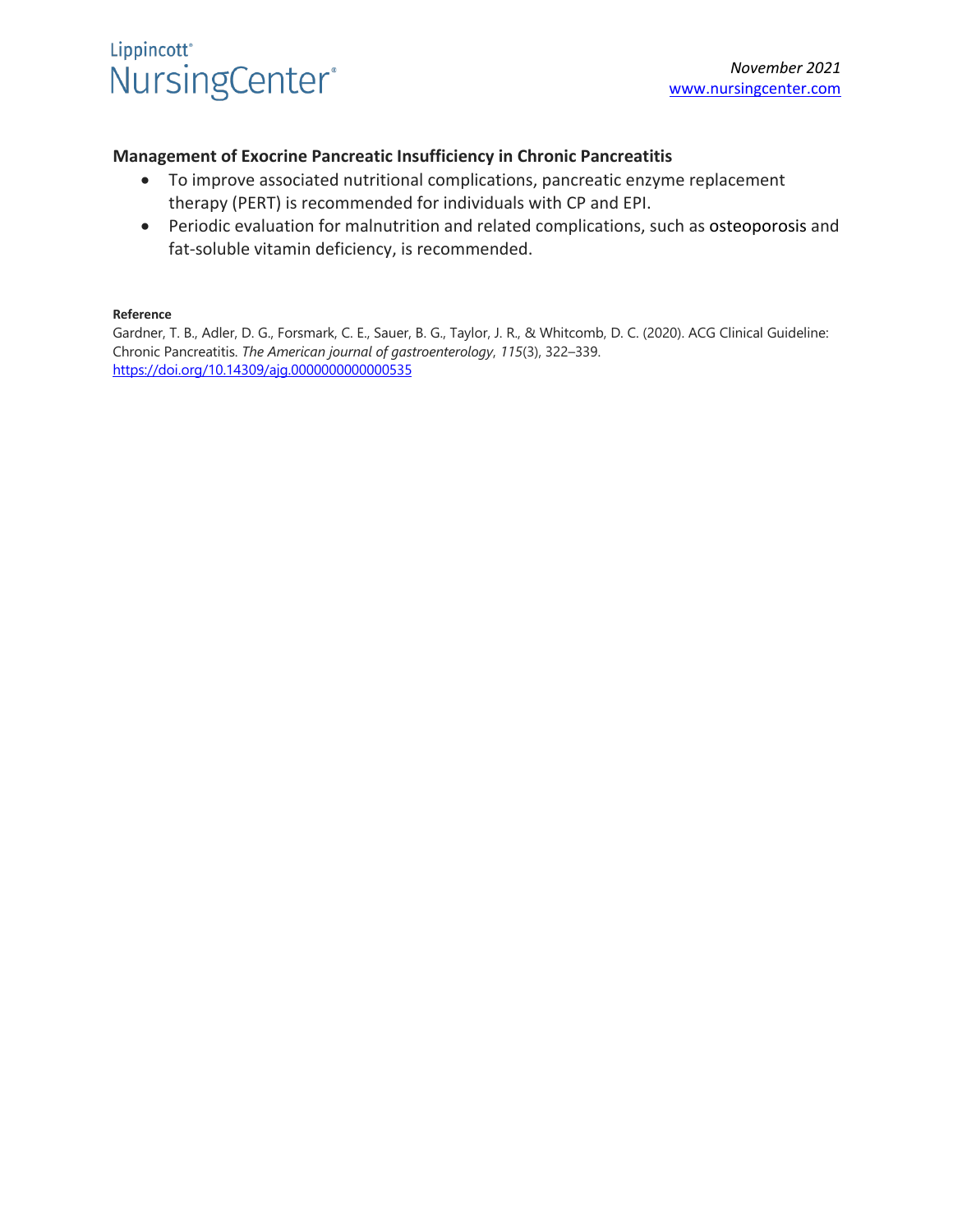**Management of Exocrine Pancreatic Insufficiency in Chronic Pancreatitis**

- To improve associated nutritional complications, pancreatic enzyme replacement therapy (PERT) is recommended for individuals with CP and EPI.
- Periodic evaluation for malnutrition and related complications, such as osteoporosis and fat-soluble vitamin deficiency, is recommended.

**Reference**

Gardner, T. B., Adler, D. G., Forsmark, C. E., Sauer, B. G., Taylor, J. R., & Whitcomb, D. C. (2020). ACG Clinical Guideline: Chronic Pancreatitis. *The American journal of gastroenterology*, *115*(3), 322–339. https://doi.org/10.14309/ajg.0000000000000535